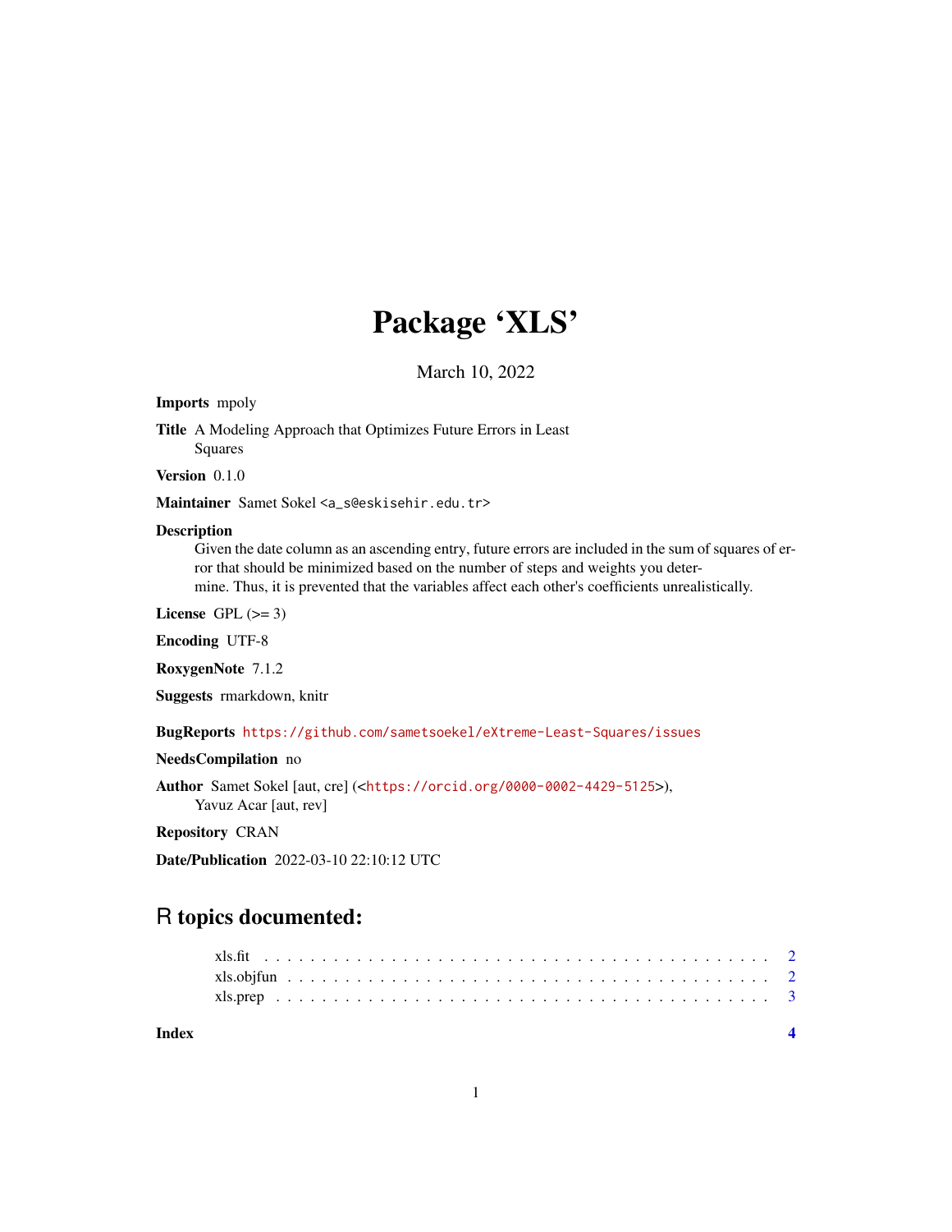# Package 'XLS'

March 10, 2022

**Imports** mpoly

**Title** A Modeling Approach that Optimizes Future Errors in Least Squares

**Version** 0.1.0

**Maintainer** Samet Sokel <a_s@eskisehir.edu.tr>

**Description** Given the date column as an ascending entry, future errors are included in the sum of squares of error that should be minimized based on the number of steps and weights you determine. Thus, it is prevented that the variables affect each other's coefficients unrealistically.

**License** GPL (>= 3)

**Encoding** UTF-8

**RoxygenNote** 7.1.2

**Suggests** rmarkdown, knitr

**BugReports** https://github.com/sametsoekel/eXtreme-Least-Squares/issues

**NeedsCompilation** no

**Author** Samet Sokel [aut, cre] (<https://orcid.org/0000-0002-4429-5125>), Yavuz Acar [aut, rev]

**Repository** CRAN

**Date/Publication** 2022-03-10 22:10:12 UTC

## R topics documented:

| | |
|---|---|
| xls.fit | 2 |
| xls.objfun | 2 |
| xls.prep | 3 |
| **Index** | **4** |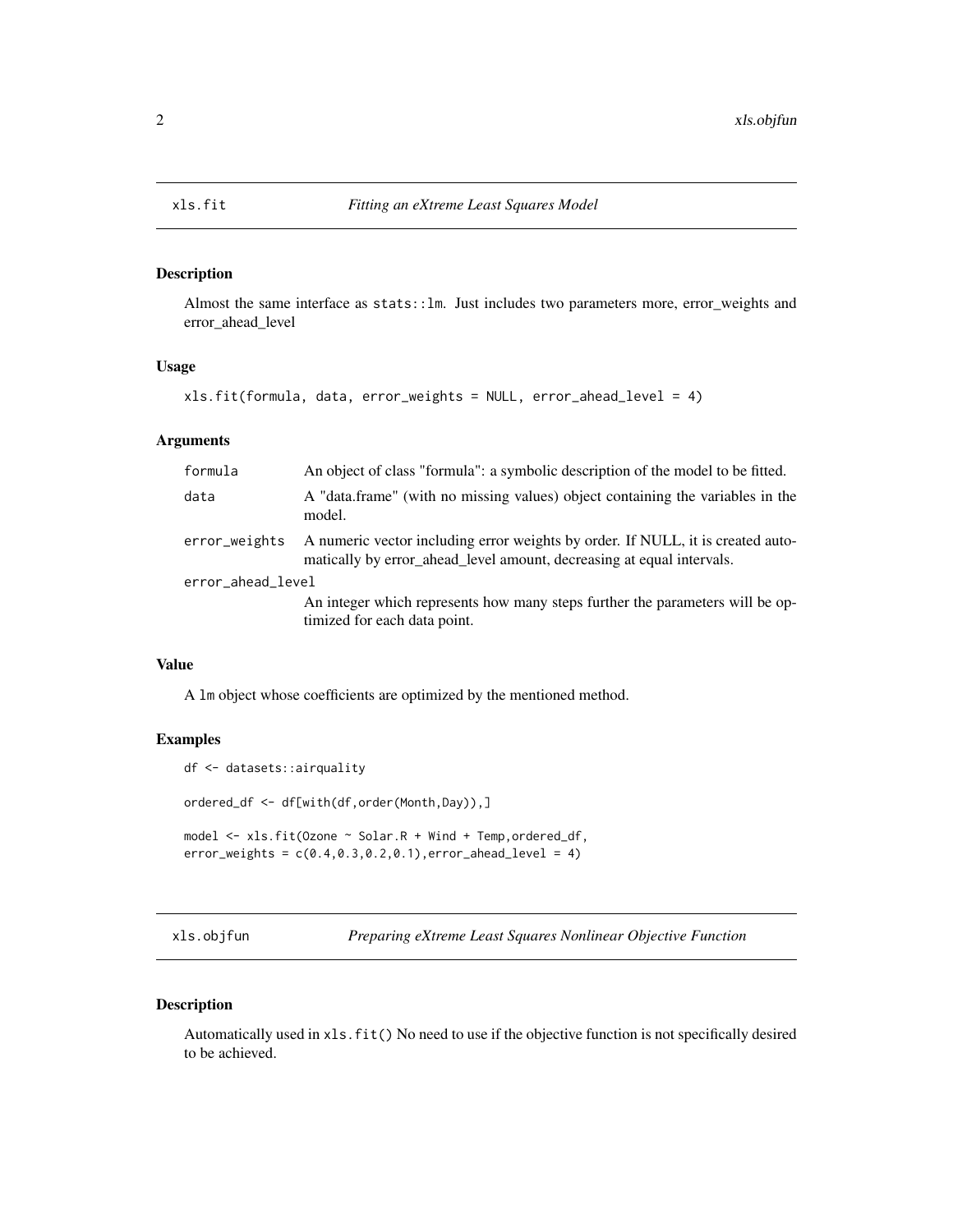## xls.fit *Fitting an eXtreme Least Squares Model*

### Description

Almost the same interface as stats::lm. Just includes two parameters more, error_weights and error_ahead_level

### Usage

```
xls.fit(formula, data, error_weights = NULL, error_ahead_level = 4)
```

### Arguments

| | |
|---|---|
| formula | An object of class "formula": a symbolic description of the model to be fitted. |
| data | A "data.frame" (with no missing values) object containing the variables in the model. |
| error_weights | A numeric vector including error weights by order. If NULL, it is created automatically by error_ahead_level amount, decreasing at equal intervals. |
| error_ahead_level | An integer which represents how many steps further the parameters will be optimized for each data point. |

### Value

A lm object whose coefficients are optimized by the mentioned method.

### Examples

```
df <- datasets::airquality

ordered_df <- df[with(df,order(Month,Day)),]

model <- xls.fit(Ozone ~ Solar.R + Wind + Temp,ordered_df,
error_weights = c(0.4,0.3,0.2,0.1),error_ahead_level = 4)
```

## xls.objfun *Preparing eXtreme Least Squares Nonlinear Objective Function*

### Description

Automatically used in xls.fit() No need to use if the objective function is not specifically desired to be achieved.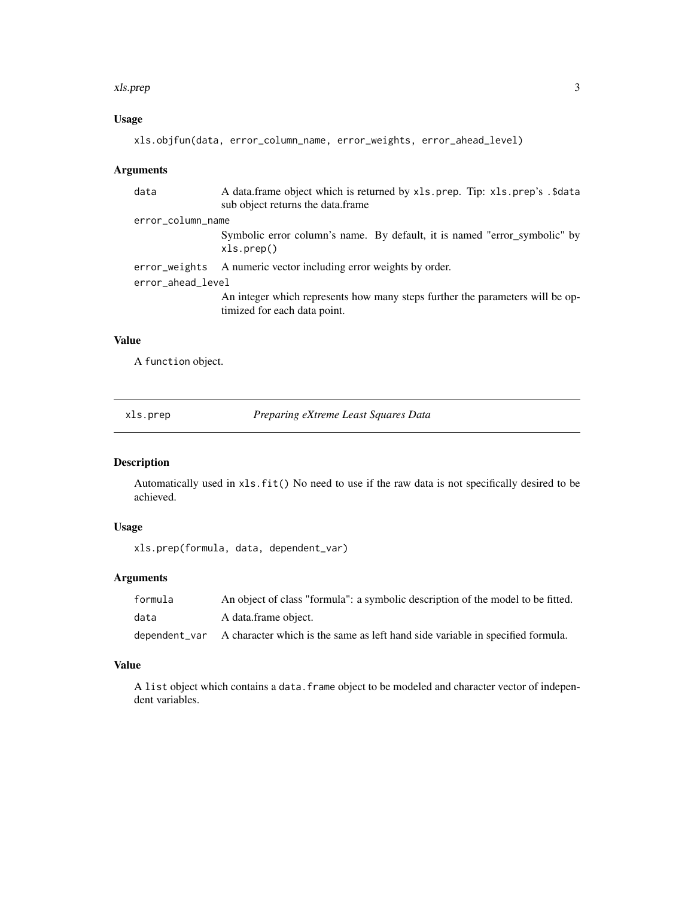### Usage

```
xls.objfun(data, error_column_name, error_weights, error_ahead_level)
```

### Arguments

| | |
|---|---|
| `data` | A data.frame object which is returned by `xls.prep`. Tip: `xls.prep`'s `.$data` sub object returns the data.frame |
| `error_column_name` | Symbolic error column's name. By default, it is named "error_symbolic" by `xls.prep()` |
| `error_weights` | A numeric vector including error weights by order. |
| `error_ahead_level` | An integer which represents how many steps further the parameters will be optimized for each data point. |

### Value

A `function` object.

---

## xls.prep — *Preparing eXtreme Least Squares Data*

### Description

Automatically used in `xls.fit()` No need to use if the raw data is not specifically desired to be achieved.

### Usage

```
xls.prep(formula, data, dependent_var)
```

### Arguments

| | |
|---|---|
| `formula` | An object of class "formula": a symbolic description of the model to be fitted. |
| `data` | A data.frame object. |
| `dependent_var` | A character which is the same as left hand side variable in specified formula. |

### Value

A `list` object which contains a `data.frame` object to be modeled and character vector of independent variables.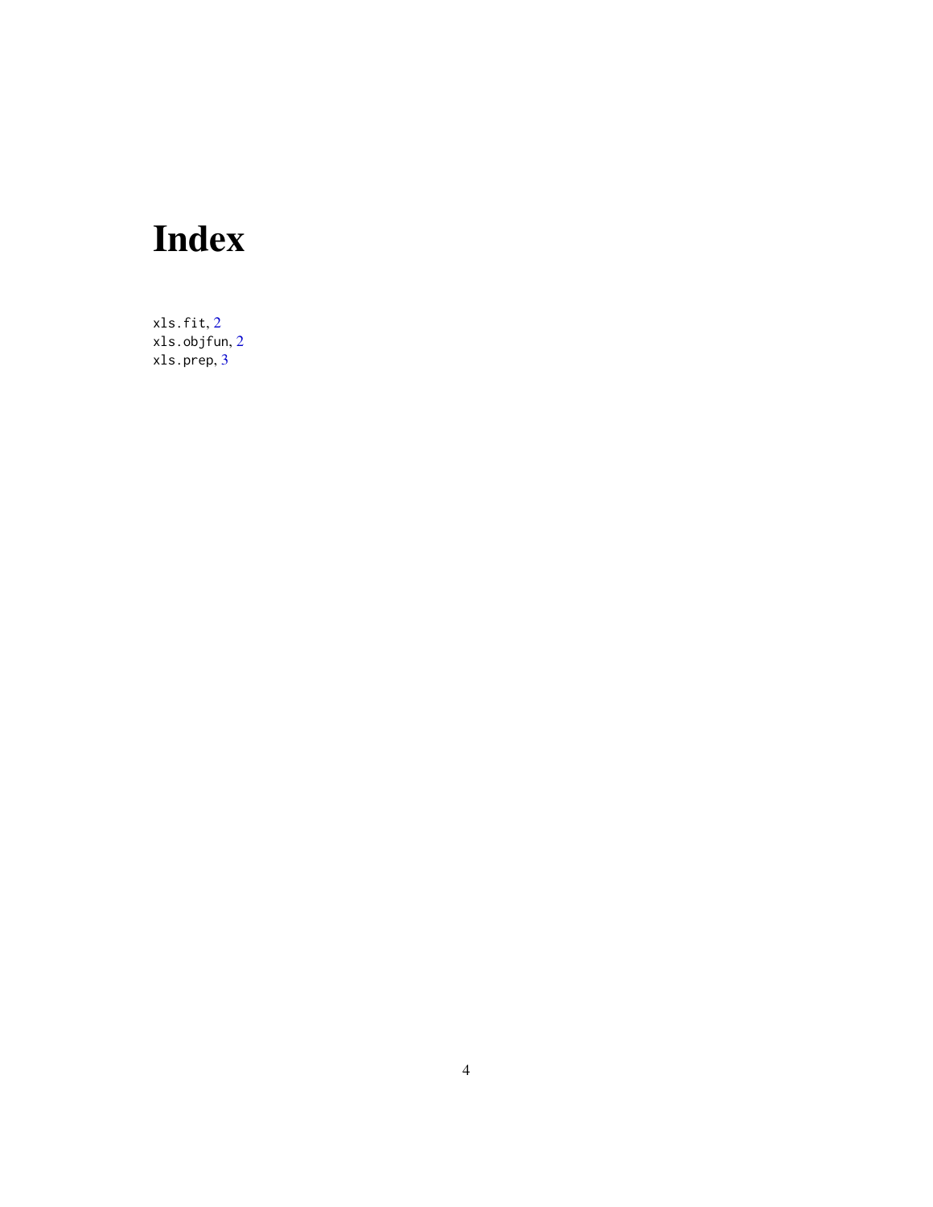# Index

xls.fit, 2
xls.objfun, 2
xls.prep, 3